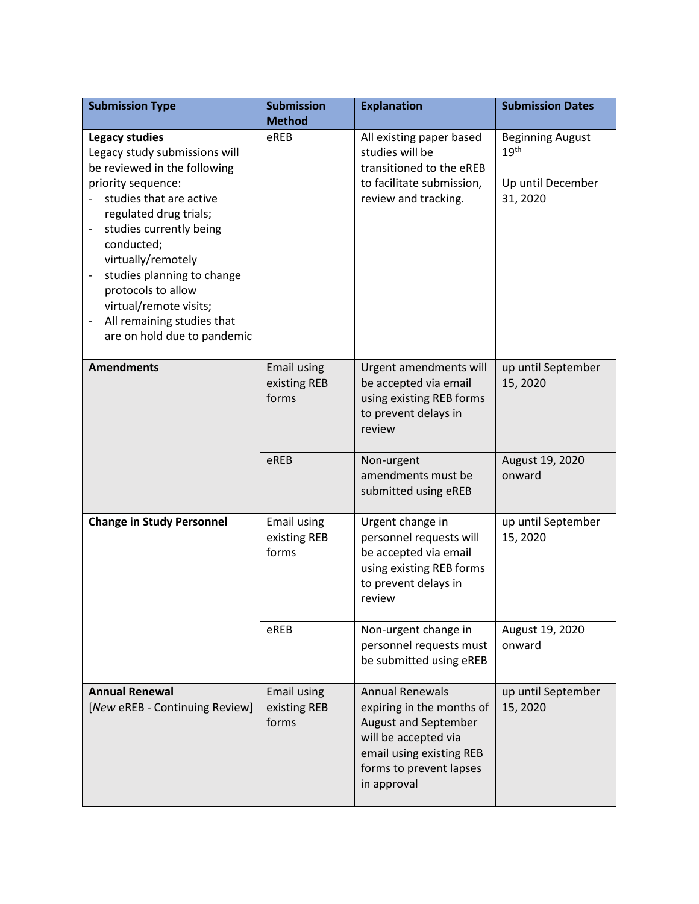| Submission Type | Submission Method | Explanation | Submission Dates |
|---|---|---|---|
| **Legacy studies**<br>Legacy study submissions will be reviewed in the following priority sequence:<br>- studies that are active regulated drug trials;<br>- studies currently being conducted; virtually/remotely<br>- studies planning to change protocols to allow virtual/remote visits;<br>- All remaining studies that are on hold due to pandemic | eREB | All existing paper based studies will be transitioned to the eREB to facilitate submission, review and tracking. | Beginning August 19th<br><br>Up until December 31, 2020 |
| **Amendments** | Email using existing REB forms | Urgent amendments will be accepted via email using existing REB forms to prevent delays in review | up until September 15, 2020 |
| | eREB | Non-urgent amendments must be submitted using eREB | August 19, 2020 onward |
| **Change in Study Personnel** | Email using existing REB forms | Urgent change in personnel requests will be accepted via email using existing REB forms to prevent delays in review | up until September 15, 2020 |
| | eREB | Non-urgent change in personnel requests must be submitted using eREB | August 19, 2020 onward |
| **Annual Renewal**<br>[*New* eREB - Continuing Review] | Email using existing REB forms | Annual Renewals expiring in the months of August and September will be accepted via email using existing REB forms to prevent lapses in approval | up until September 15, 2020 |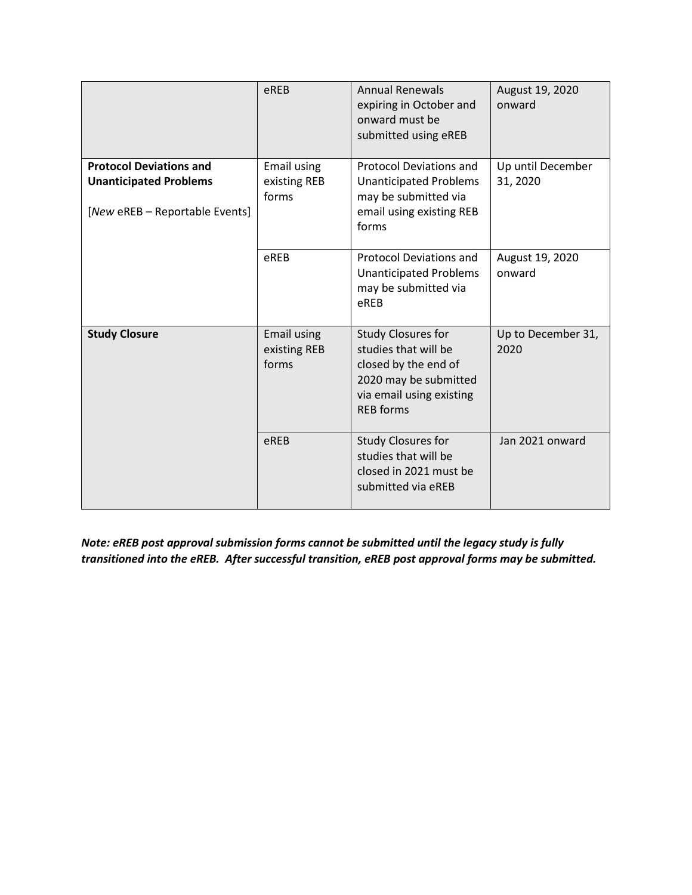| | | | |
|---|---|---|---|
| | eREB | Annual Renewals expiring in October and onward must be submitted using eREB | August 19, 2020 onward |
| **Protocol Deviations and Unanticipated Problems** [*New* eREB – Reportable Events] | Email using existing REB forms | Protocol Deviations and Unanticipated Problems may be submitted via email using existing REB forms | Up until December 31, 2020 |
| | eREB | Protocol Deviations and Unanticipated Problems may be submitted via eREB | August 19, 2020 onward |
| **Study Closure** | Email using existing REB forms | Study Closures for studies that will be closed by the end of 2020 may be submitted via email using existing REB forms | Up to December 31, 2020 |
| | eREB | Study Closures for studies that will be closed in 2021 must be submitted via eREB | Jan 2021 onward |

***Note: eREB post approval submission forms cannot be submitted until the legacy study is fully transitioned into the eREB. After successful transition, eREB post approval forms may be submitted.***